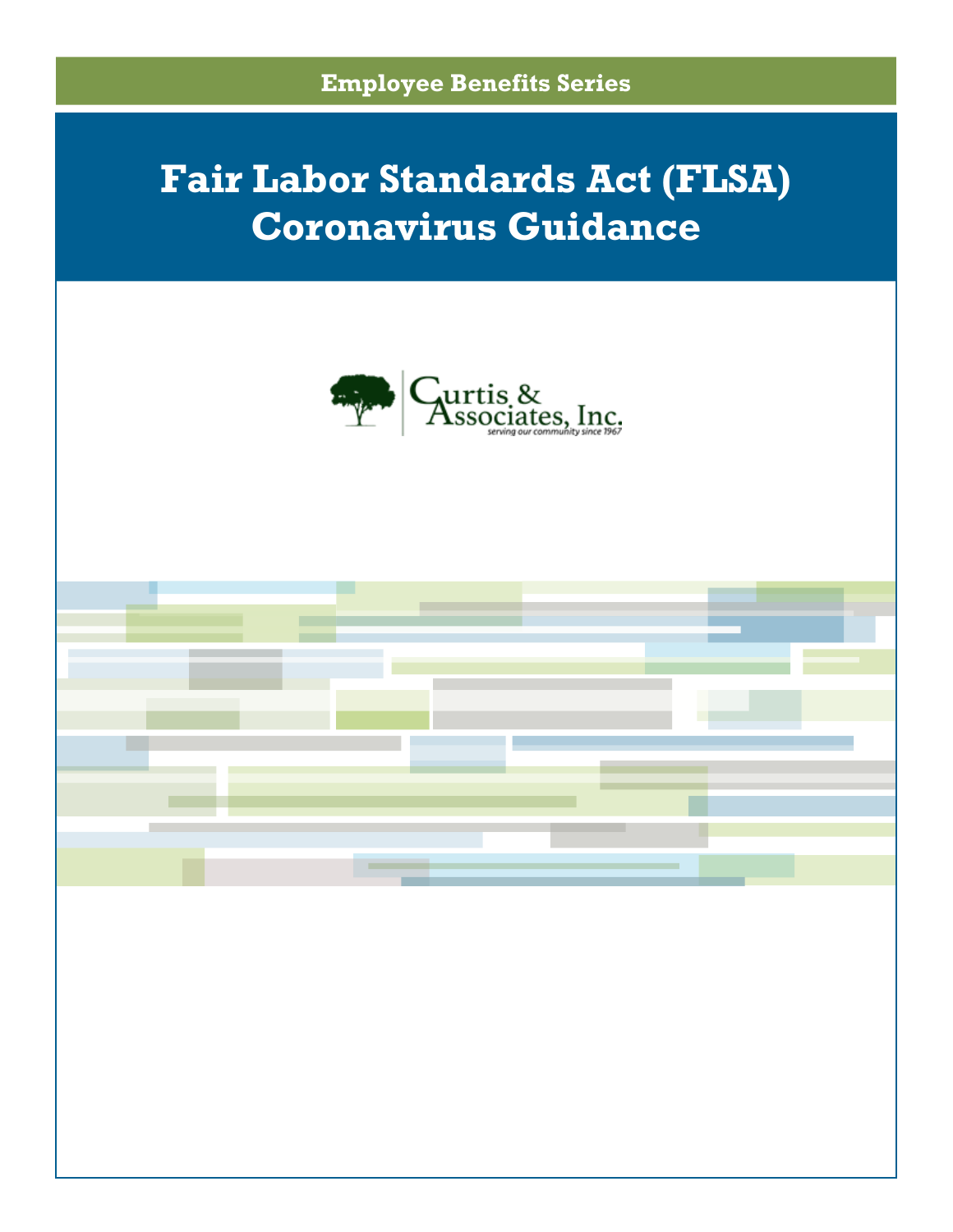Employee Benefits Series

# Fair Labor Standards Act (FLSA) Coronavirus Guidance

Curtis & Associates, Inc.
serving our community since 1967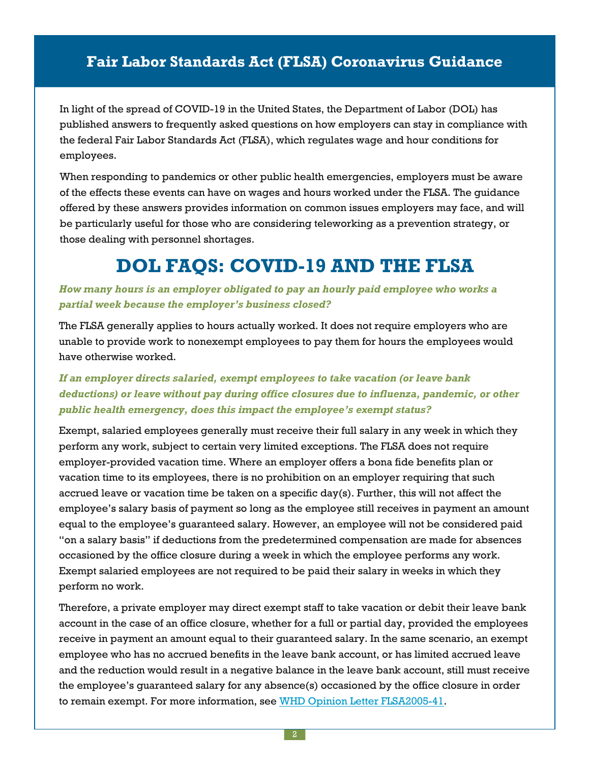# Fair Labor Standards Act (FLSA) Coronavirus Guidance

In light of the spread of COVID-19 in the United States, the Department of Labor (DOL) has published answers to frequently asked questions on how employers can stay in compliance with the federal Fair Labor Standards Act (FLSA), which regulates wage and hour conditions for employees.

When responding to pandemics or other public health emergencies, employers must be aware of the effects these events can have on wages and hours worked under the FLSA. The guidance offered by these answers provides information on common issues employers may face, and will be particularly useful for those who are considering teleworking as a prevention strategy, or those dealing with personnel shortages.

## DOL FAQS: COVID-19 AND THE FLSA

***How many hours is an employer obligated to pay an hourly paid employee who works a partial week because the employer's business closed?***

The FLSA generally applies to hours actually worked. It does not require employers who are unable to provide work to nonexempt employees to pay them for hours the employees would have otherwise worked.

***If an employer directs salaried, exempt employees to take vacation (or leave bank deductions) or leave without pay during office closures due to influenza, pandemic, or other public health emergency, does this impact the employee's exempt status?***

Exempt, salaried employees generally must receive their full salary in any week in which they perform any work, subject to certain very limited exceptions. The FLSA does not require employer-provided vacation time. Where an employer offers a bona fide benefits plan or vacation time to its employees, there is no prohibition on an employer requiring that such accrued leave or vacation time be taken on a specific day(s). Further, this will not affect the employee's salary basis of payment so long as the employee still receives in payment an amount equal to the employee's guaranteed salary. However, an employee will not be considered paid "on a salary basis" if deductions from the predetermined compensation are made for absences occasioned by the office closure during a week in which the employee performs any work. Exempt salaried employees are not required to be paid their salary in weeks in which they perform no work.

Therefore, a private employer may direct exempt staff to take vacation or debit their leave bank account in the case of an office closure, whether for a full or partial day, provided the employees receive in payment an amount equal to their guaranteed salary. In the same scenario, an exempt employee who has no accrued benefits in the leave bank account, or has limited accrued leave and the reduction would result in a negative balance in the leave bank account, still must receive the employee's guaranteed salary for any absence(s) occasioned by the office closure in order to remain exempt. For more information, see WHD Opinion Letter FLSA2005-41.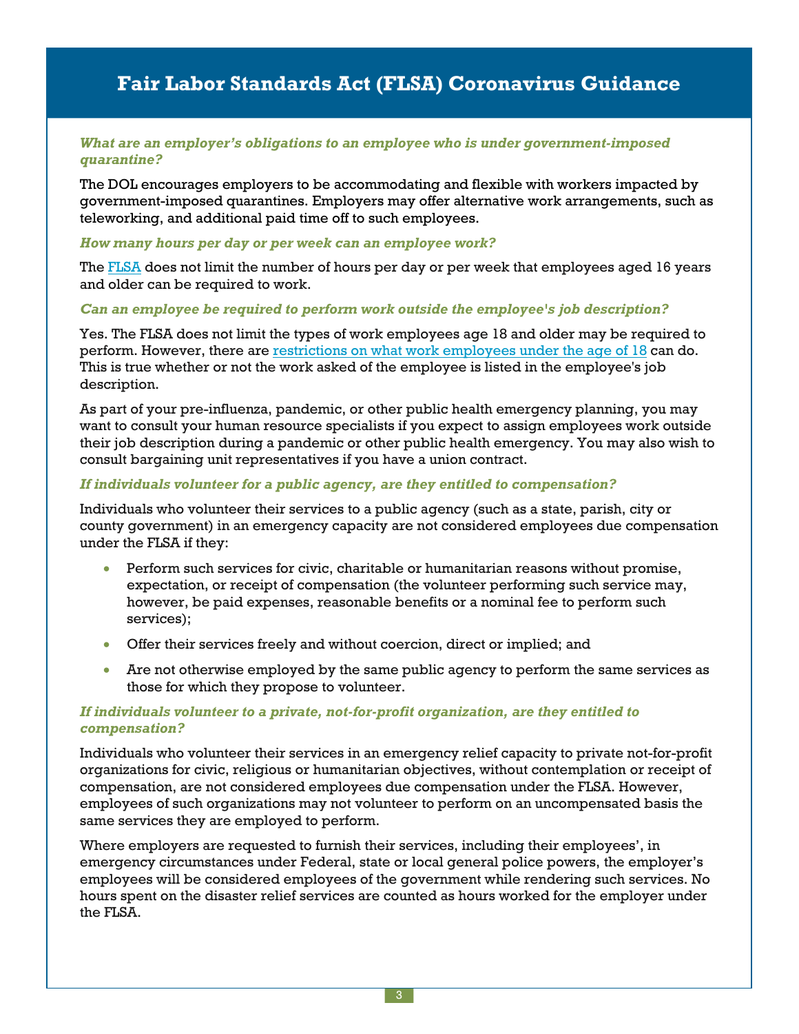# Fair Labor Standards Act (FLSA) Coronavirus Guidance

***What are an employer's obligations to an employee who is under government-imposed quarantine?***

The DOL encourages employers to be accommodating and flexible with workers impacted by government-imposed quarantines. Employers may offer alternative work arrangements, such as teleworking, and additional paid time off to such employees.

***How many hours per day or per week can an employee work?***

The [FLSA](https://www.dol.gov/whd/flsa) does not limit the number of hours per day or per week that employees aged 16 years and older can be required to work.

***Can an employee be required to perform work outside the employee's job description?***

Yes. The FLSA does not limit the types of work employees age 18 and older may be required to perform. However, there are restrictions on what work employees under the age of 18 can do. This is true whether or not the work asked of the employee is listed in the employee's job description.

As part of your pre-influenza, pandemic, or other public health emergency planning, you may want to consult your human resource specialists if you expect to assign employees work outside their job description during a pandemic or other public health emergency. You may also wish to consult bargaining unit representatives if you have a union contract.

***If individuals volunteer for a public agency, are they entitled to compensation?***

Individuals who volunteer their services to a public agency (such as a state, parish, city or county government) in an emergency capacity are not considered employees due compensation under the FLSA if they:

- Perform such services for civic, charitable or humanitarian reasons without promise, expectation, or receipt of compensation (the volunteer performing such service may, however, be paid expenses, reasonable benefits or a nominal fee to perform such services);
- Offer their services freely and without coercion, direct or implied; and
- Are not otherwise employed by the same public agency to perform the same services as those for which they propose to volunteer.

***If individuals volunteer to a private, not-for-profit organization, are they entitled to compensation?***

Individuals who volunteer their services in an emergency relief capacity to private not-for-profit organizations for civic, religious or humanitarian objectives, without contemplation or receipt of compensation, are not considered employees due compensation under the FLSA. However, employees of such organizations may not volunteer to perform on an uncompensated basis the same services they are employed to perform.

Where employers are requested to furnish their services, including their employees', in emergency circumstances under Federal, state or local general police powers, the employer's employees will be considered employees of the government while rendering such services. No hours spent on the disaster relief services are counted as hours worked for the employer under the FLSA.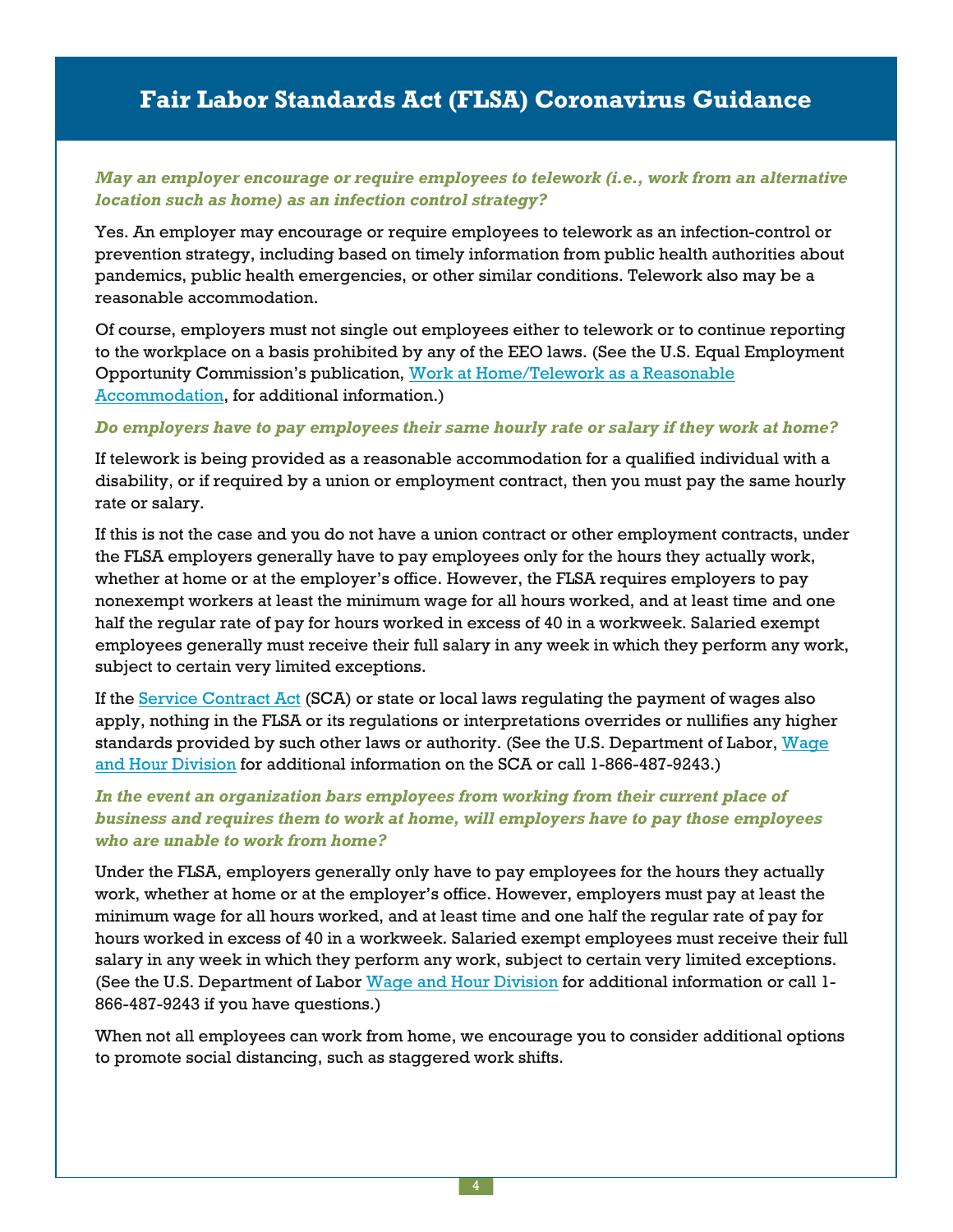# Fair Labor Standards Act (FLSA) Coronavirus Guidance

***May an employer encourage or require employees to telework (i.e., work from an alternative location such as home) as an infection control strategy?***

Yes. An employer may encourage or require employees to telework as an infection-control or prevention strategy, including based on timely information from public health authorities about pandemics, public health emergencies, or other similar conditions. Telework also may be a reasonable accommodation.

Of course, employers must not single out employees either to telework or to continue reporting to the workplace on a basis prohibited by any of the EEO laws. (See the U.S. Equal Employment Opportunity Commission's publication, Work at Home/Telework as a Reasonable Accommodation, for additional information.)

***Do employers have to pay employees their same hourly rate or salary if they work at home?***

If telework is being provided as a reasonable accommodation for a qualified individual with a disability, or if required by a union or employment contract, then you must pay the same hourly rate or salary.

If this is not the case and you do not have a union contract or other employment contracts, under the FLSA employers generally have to pay employees only for the hours they actually work, whether at home or at the employer's office. However, the FLSA requires employers to pay nonexempt workers at least the minimum wage for all hours worked, and at least time and one half the regular rate of pay for hours worked in excess of 40 in a workweek. Salaried exempt employees generally must receive their full salary in any week in which they perform any work, subject to certain very limited exceptions.

If the Service Contract Act (SCA) or state or local laws regulating the payment of wages also apply, nothing in the FLSA or its regulations or interpretations overrides or nullifies any higher standards provided by such other laws or authority. (See the U.S. Department of Labor, Wage and Hour Division for additional information on the SCA or call 1-866-487-9243.)

***In the event an organization bars employees from working from their current place of business and requires them to work at home, will employers have to pay those employees who are unable to work from home?***

Under the FLSA, employers generally only have to pay employees for the hours they actually work, whether at home or at the employer's office. However, employers must pay at least the minimum wage for all hours worked, and at least time and one half the regular rate of pay for hours worked in excess of 40 in a workweek. Salaried exempt employees must receive their full salary in any week in which they perform any work, subject to certain very limited exceptions. (See the U.S. Department of Labor Wage and Hour Division for additional information or call 1-866-487-9243 if you have questions.)

When not all employees can work from home, we encourage you to consider additional options to promote social distancing, such as staggered work shifts.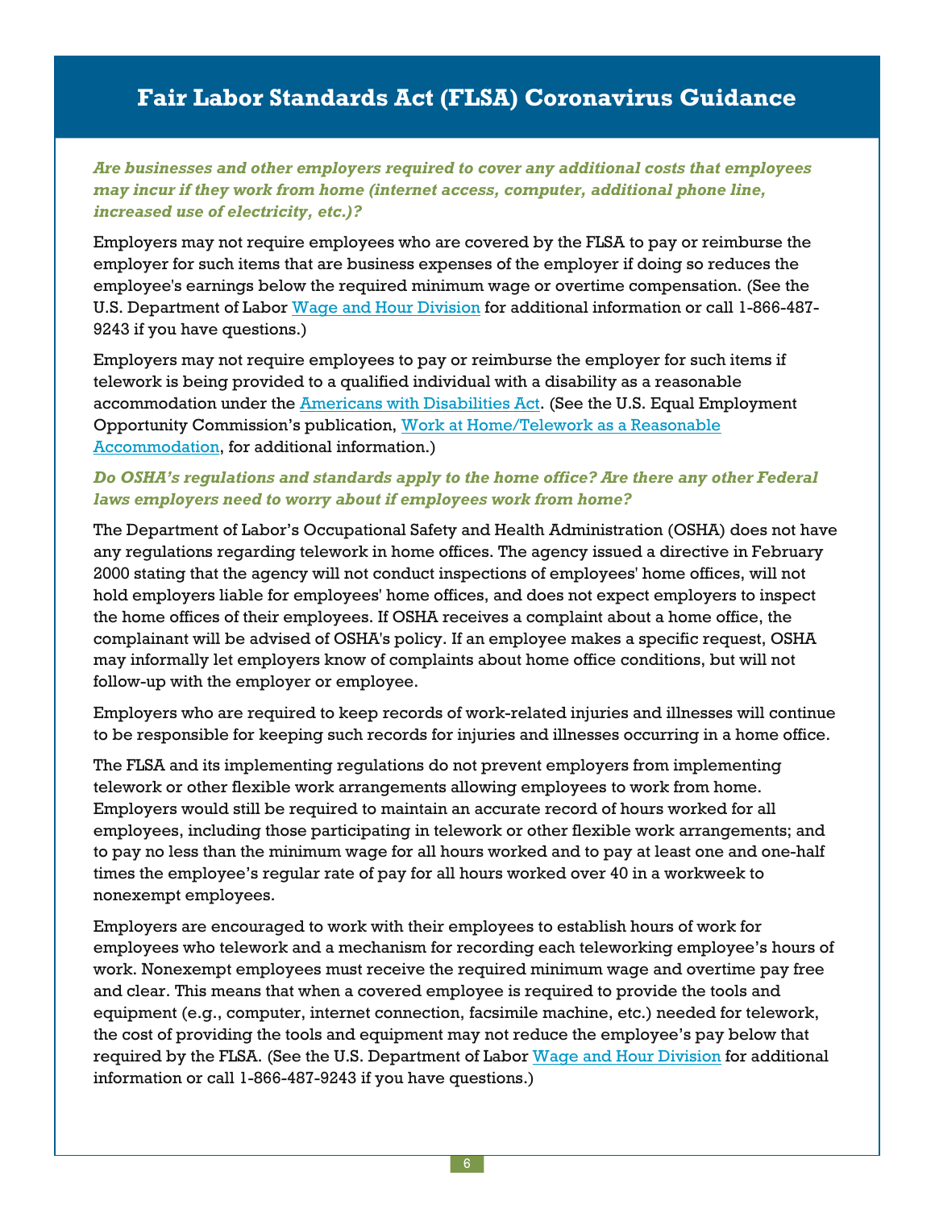## Fair Labor Standards Act (FLSA) Coronavirus Guidance

***Are businesses and other employers required to cover any additional costs that employees may incur if they work from home (internet access, computer, additional phone line, increased use of electricity, etc.)?***

Employers may not require employees who are covered by the FLSA to pay or reimburse the employer for such items that are business expenses of the employer if doing so reduces the employee's earnings below the required minimum wage or overtime compensation. (See the U.S. Department of Labor [Wage and Hour Division] for additional information or call 1-866-487-9243 if you have questions.)

Employers may not require employees to pay or reimburse the employer for such items if telework is being provided to a qualified individual with a disability as a reasonable accommodation under the [Americans with Disabilities Act]. (See the U.S. Equal Employment Opportunity Commission's publication, [Work at Home/Telework as a Reasonable Accommodation], for additional information.)

***Do OSHA's regulations and standards apply to the home office? Are there any other Federal laws employers need to worry about if employees work from home?***

The Department of Labor's Occupational Safety and Health Administration (OSHA) does not have any regulations regarding telework in home offices. The agency issued a directive in February 2000 stating that the agency will not conduct inspections of employees' home offices, will not hold employers liable for employees' home offices, and does not expect employers to inspect the home offices of their employees. If OSHA receives a complaint about a home office, the complainant will be advised of OSHA's policy. If an employee makes a specific request, OSHA may informally let employers know of complaints about home office conditions, but will not follow-up with the employer or employee.

Employers who are required to keep records of work-related injuries and illnesses will continue to be responsible for keeping such records for injuries and illnesses occurring in a home office.

The FLSA and its implementing regulations do not prevent employers from implementing telework or other flexible work arrangements allowing employees to work from home. Employers would still be required to maintain an accurate record of hours worked for all employees, including those participating in telework or other flexible work arrangements; and to pay no less than the minimum wage for all hours worked and to pay at least one and one-half times the employee's regular rate of pay for all hours worked over 40 in a workweek to nonexempt employees.

Employers are encouraged to work with their employees to establish hours of work for employees who telework and a mechanism for recording each teleworking employee's hours of work. Nonexempt employees must receive the required minimum wage and overtime pay free and clear. This means that when a covered employee is required to provide the tools and equipment (e.g., computer, internet connection, facsimile machine, etc.) needed for telework, the cost of providing the tools and equipment may not reduce the employee's pay below that required by the FLSA. (See the U.S. Department of Labor [Wage and Hour Division] for additional information or call 1-866-487-9243 if you have questions.)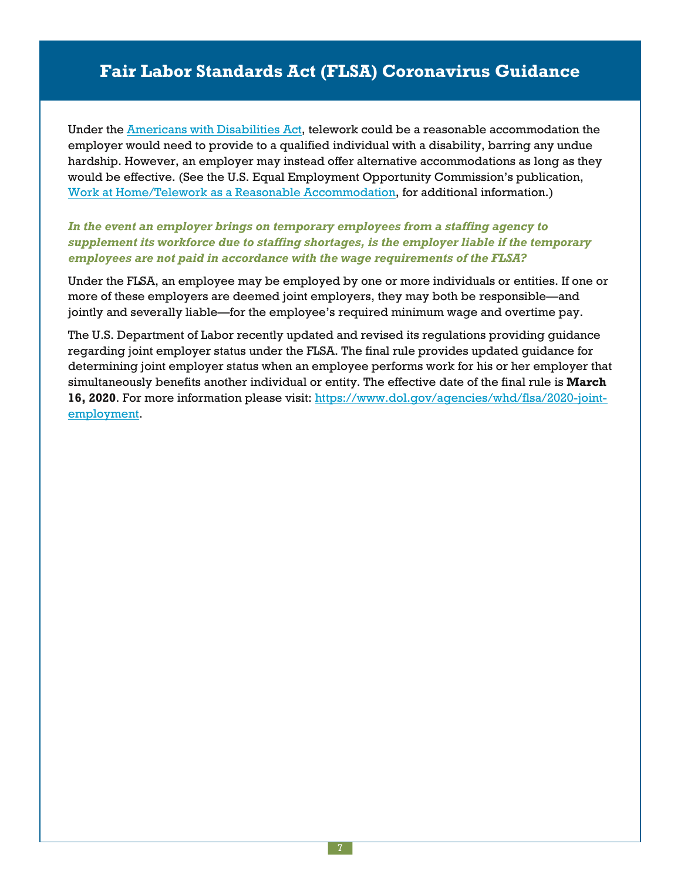# Fair Labor Standards Act (FLSA) Coronavirus Guidance

Under the [Americans with Disabilities Act](), telework could be a reasonable accommodation the employer would need to provide to a qualified individual with a disability, barring any undue hardship. However, an employer may instead offer alternative accommodations as long as they would be effective. (See the U.S. Equal Employment Opportunity Commission's publication, [Work at Home/Telework as a Reasonable Accommodation](), for additional information.)

***In the event an employer brings on temporary employees from a staffing agency to supplement its workforce due to staffing shortages, is the employer liable if the temporary employees are not paid in accordance with the wage requirements of the FLSA?***

Under the FLSA, an employee may be employed by one or more individuals or entities. If one or more of these employers are deemed joint employers, they may both be responsible—and jointly and severally liable—for the employee's required minimum wage and overtime pay.

The U.S. Department of Labor recently updated and revised its regulations providing guidance regarding joint employer status under the FLSA. The final rule provides updated guidance for determining joint employer status when an employee performs work for his or her employer that simultaneously benefits another individual or entity. The effective date of the final rule is **March 16, 2020**. For more information please visit: [https://www.dol.gov/agencies/whd/flsa/2020-joint-employment](https://www.dol.gov/agencies/whd/flsa/2020-joint-employment).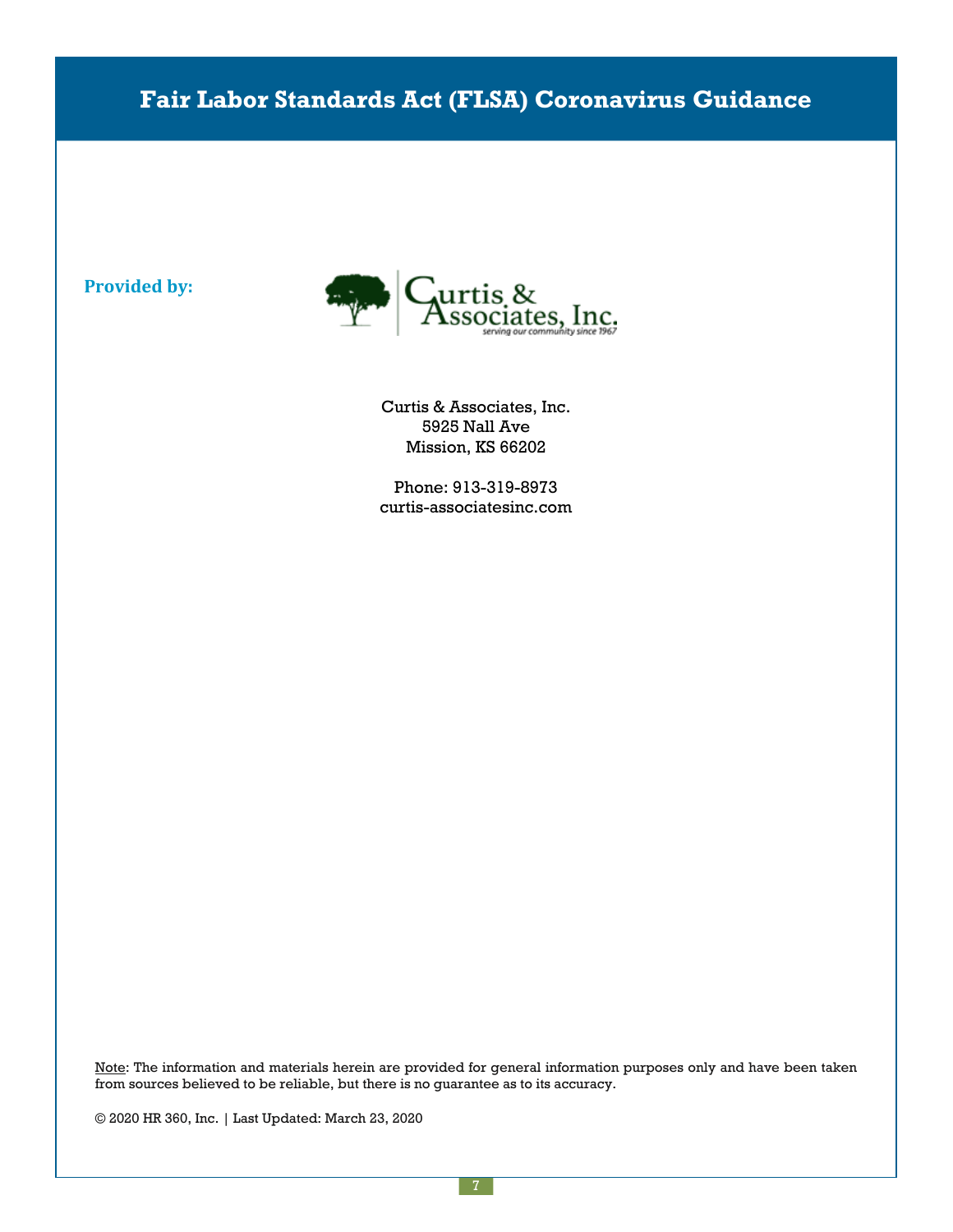# Fair Labor Standards Act (FLSA) Coronavirus Guidance

**Provided by:**

Curtis & Associates, Inc.
5925 Nall Ave
Mission, KS 66202

Phone: 913-319-8973
curtis-associatesinc.com

Note: The information and materials herein are provided for general information purposes only and have been taken from sources believed to be reliable, but there is no guarantee as to its accuracy.

© 2020 HR 360, Inc. | Last Updated: March 23, 2020